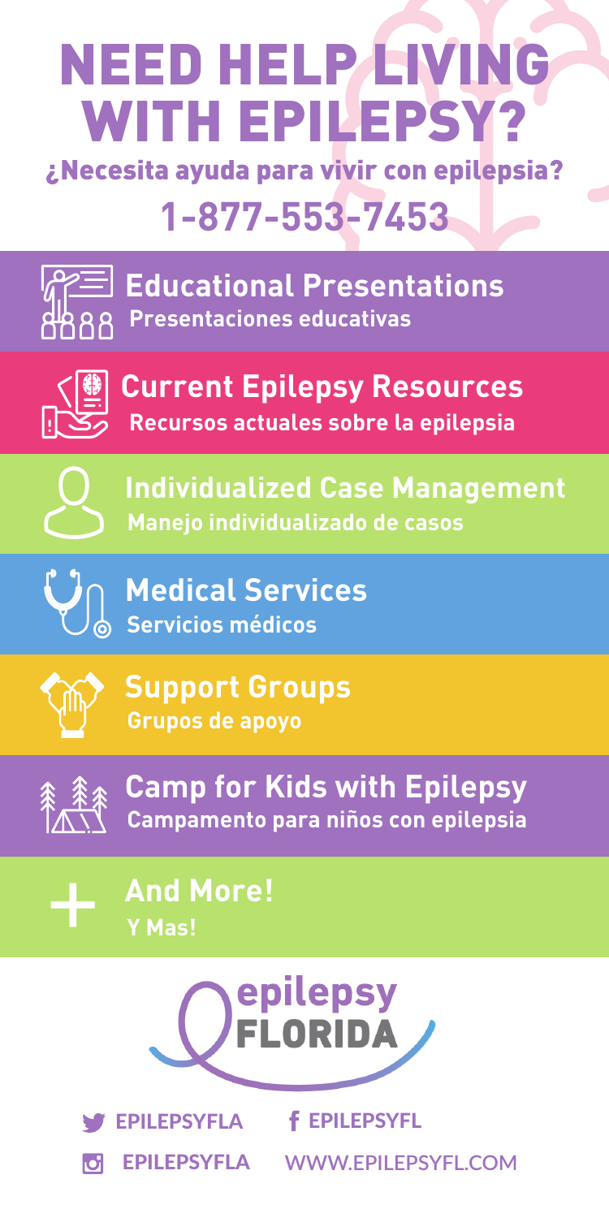# NEED HELP LIVING WITH EPILEPSY?

## ¿Necesita ayuda para vivir con epilepsia?

## 1-877-553-7453

**Educational Presentations**
Presentaciones educativas

**Current Epilepsy Resources**
Recursos actuales sobre la epilepsia

**Individualized Case Management**
Manejo individualizado de casos

**Medical Services**
Servicios médicos

**Support Groups**
Grupos de apoyo

**Camp for Kids with Epilepsy**
Campamento para niños con epilepsia

**And More!**
Y Mas!

epilepsy FLORIDA

EPILEPSYFLA

EPILEPSYFL

EPILEPSYFLA

WWW.EPILEPSYFL.COM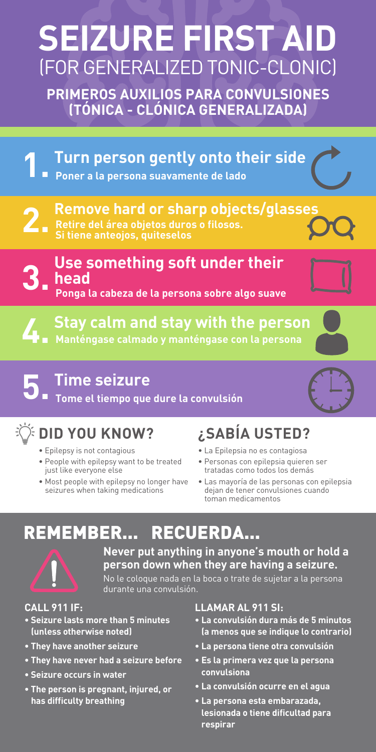# SEIZURE FIRST AID

(FOR GENERALIZED TONIC-CLONIC)

## PRIMEROS AUXILIOS PARA CONVULSIONES (TÓNICA - CLÓNICA GENERALIZADA)

1. **Turn person gently onto their side**
   **Poner a la persona suavemente de lado**

2. **Remove hard or sharp objects/glasses**
   **Retire del área objetos duros o filosos. Si tiene anteojos, quiteselos**

3. **Use something soft under their head**
   **Ponga la cabeza de la persona sobre algo suave**

4. **Stay calm and stay with the person**
   **Manténgase calmado y manténgase con la persona**

5. **Time seizure**
   **Tome el tiempo que dure la convulsión**

## DID YOU KNOW?

- Epilepsy is not contagious
- People with epilepsy want to be treated just like everyone else
- Most people with epilepsy no longer have seizures when taking medications

## ¿SABÍA USTED?

- La Epilepsia no es contagiosa
- Personas con epilepsia quieren ser tratadas como todos los demás
- Las mayoría de las personas con epilepsia dejan de tener convulsiones cuando toman medicamentos

## REMEMBER... RECUERDA...

**Never put anything in anyone's mouth or hold a person down when they are having a seizure.**

No le coloque nada en la boca o trate de sujetar a la persona durante una convulsión.

### CALL 911 IF:

- **Seizure lasts more than 5 minutes (unless otherwise noted)**
- **They have another seizure**
- **They have never had a seizure before**
- **Seizure occurs in water**
- **The person is pregnant, injured, or has difficulty breathing**

### LLAMAR AL 911 SI:

- **La convulsión dura más de 5 minutos (a menos que se indique lo contrario)**
- **La persona tiene otra convulsión**
- **Es la primera vez que la persona convulsiona**
- **La convulsión ocurre en el agua**
- **La persona esta embarazada, lesionada o tiene dificultad para respirar**